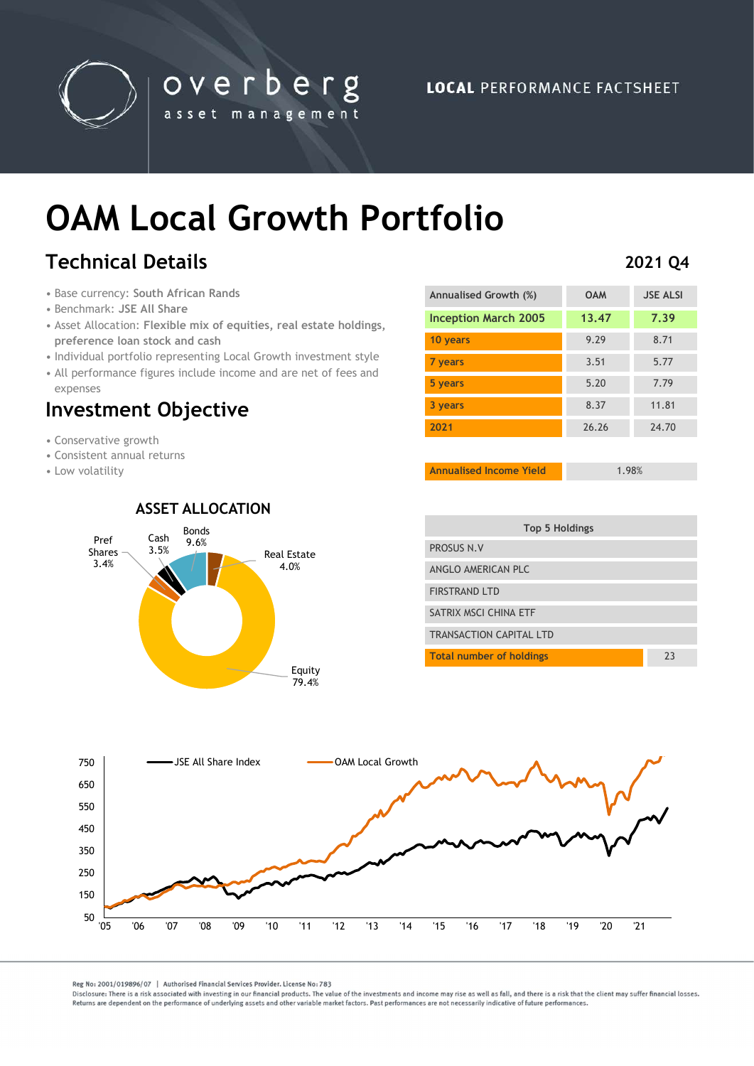overberg asset management

**LOCAL** PERFORMANCE FACTSHEET

# OAM Local Growth Portfolio

## Technical Details

**2021 Q4**

- Base currency: **South African Rands**
- Benchmark: **JSE All Share**
- Asset Allocation: **Flexible mix of equities, real estate holdings, preference loan stock and cash**
- Individual portfolio representing Local Growth investment style
- All performance figures include income and are net of fees and expenses

## Investment Objective

- Conservative growth
- Consistent annual returns
- Low volatility

| Annualised Growth (%) | OAM | JSE ALSI |
|---|---|---|
| **Inception March 2005** | **13.47** | **7.39** |
| **10 years** | 9.29 | 8.71 |
| **7 years** | 3.51 | 5.77 |
| **5 years** | 5.20 | 7.79 |
| **3 years** | 8.37 | 11.81 |
| **2021** | 26.26 | 24.70 |

| Annualised Income Yield | 1.98% |
|---|---|

### ASSET ALLOCATION

| Asset | Allocation |
|---|---|
| Equity | 79.4% |
| Bonds | 9.6% |
| Real Estate | 4.0% |
| Cash | 3.5% |
| Pref Shares | 3.4% |

| Top 5 Holdings | |
|---|---|
| PROSUS N.V | |
| ANGLO AMERICAN PLC | |
| FIRSTRAND LTD | |
| SATRIX MSCI CHINA ETF | |
| TRANSACTION CAPITAL LTD | |
| **Total number of holdings** | 23 |

Reg No: 2001/019896/07 | Authorised Financial Services Provider. License No: 783

Disclosure: There is a risk associated with investing in our financial products. The value of the investments and income may rise as well as fall, and there is a risk that the client may suffer financial losses. Returns are dependent on the performance of underlying assets and other variable market factors. Past performances are not necessarily indicative of future performances.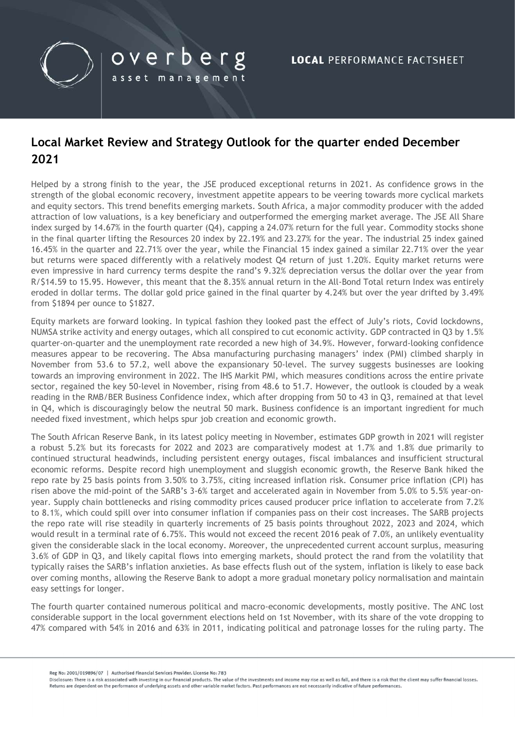# Local Market Review and Strategy Outlook for the quarter ended December 2021

Helped by a strong finish to the year, the JSE produced exceptional returns in 2021. As confidence grows in the strength of the global economic recovery, investment appetite appears to be veering towards more cyclical markets and equity sectors. This trend benefits emerging markets. South Africa, a major commodity producer with the added attraction of low valuations, is a key beneficiary and outperformed the emerging market average. The JSE All Share index surged by 14.67% in the fourth quarter (Q4), capping a 24.07% return for the full year. Commodity stocks shone in the final quarter lifting the Resources 20 index by 22.19% and 23.27% for the year. The industrial 25 index gained 16.45% in the quarter and 22.71% over the year, while the Financial 15 index gained a similar 22.71% over the year but returns were spaced differently with a relatively modest Q4 return of just 1.20%. Equity market returns were even impressive in hard currency terms despite the rand's 9.32% depreciation versus the dollar over the year from R/$14.59 to 15.95. However, this meant that the 8.35% annual return in the All-Bond Total return Index was entirely eroded in dollar terms. The dollar gold price gained in the final quarter by 4.24% but over the year drifted by 3.49% from $1894 per ounce to $1827.

Equity markets are forward looking. In typical fashion they looked past the effect of July's riots, Covid lockdowns, NUMSA strike activity and energy outages, which all conspired to cut economic activity. GDP contracted in Q3 by 1.5% quarter-on-quarter and the unemployment rate recorded a new high of 34.9%. However, forward-looking confidence measures appear to be recovering. The Absa manufacturing purchasing managers' index (PMI) climbed sharply in November from 53.6 to 57.2, well above the expansionary 50-level. The survey suggests businesses are looking towards an improving environment in 2022. The IHS Markit PMI, which measures conditions across the entire private sector, regained the key 50-level in November, rising from 48.6 to 51.7. However, the outlook is clouded by a weak reading in the RMB/BER Business Confidence index, which after dropping from 50 to 43 in Q3, remained at that level in Q4, which is discouragingly below the neutral 50 mark. Business confidence is an important ingredient for much needed fixed investment, which helps spur job creation and economic growth.

The South African Reserve Bank, in its latest policy meeting in November, estimates GDP growth in 2021 will register a robust 5.2% but its forecasts for 2022 and 2023 are comparatively modest at 1.7% and 1.8% due primarily to continued structural headwinds, including persistent energy outages, fiscal imbalances and insufficient structural economic reforms. Despite record high unemployment and sluggish economic growth, the Reserve Bank hiked the repo rate by 25 basis points from 3.50% to 3.75%, citing increased inflation risk. Consumer price inflation (CPI) has risen above the mid-point of the SARB's 3-6% target and accelerated again in November from 5.0% to 5.5% year-on-year. Supply chain bottlenecks and rising commodity prices caused producer price inflation to accelerate from 7.2% to 8.1%, which could spill over into consumer inflation if companies pass on their cost increases. The SARB projects the repo rate will rise steadily in quarterly increments of 25 basis points throughout 2022, 2023 and 2024, which would result in a terminal rate of 6.75%. This would not exceed the recent 2016 peak of 7.0%, an unlikely eventuality given the considerable slack in the local economy. Moreover, the unprecedented current account surplus, measuring 3.6% of GDP in Q3, and likely capital flows into emerging markets, should protect the rand from the volatility that typically raises the SARB's inflation anxieties. As base effects flush out of the system, inflation is likely to ease back over coming months, allowing the Reserve Bank to adopt a more gradual monetary policy normalisation and maintain easy settings for longer.

The fourth quarter contained numerous political and macro-economic developments, mostly positive. The ANC lost considerable support in the local government elections held on 1st November, with its share of the vote dropping to 47% compared with 54% in 2016 and 63% in 2011, indicating political and patronage losses for the ruling party. The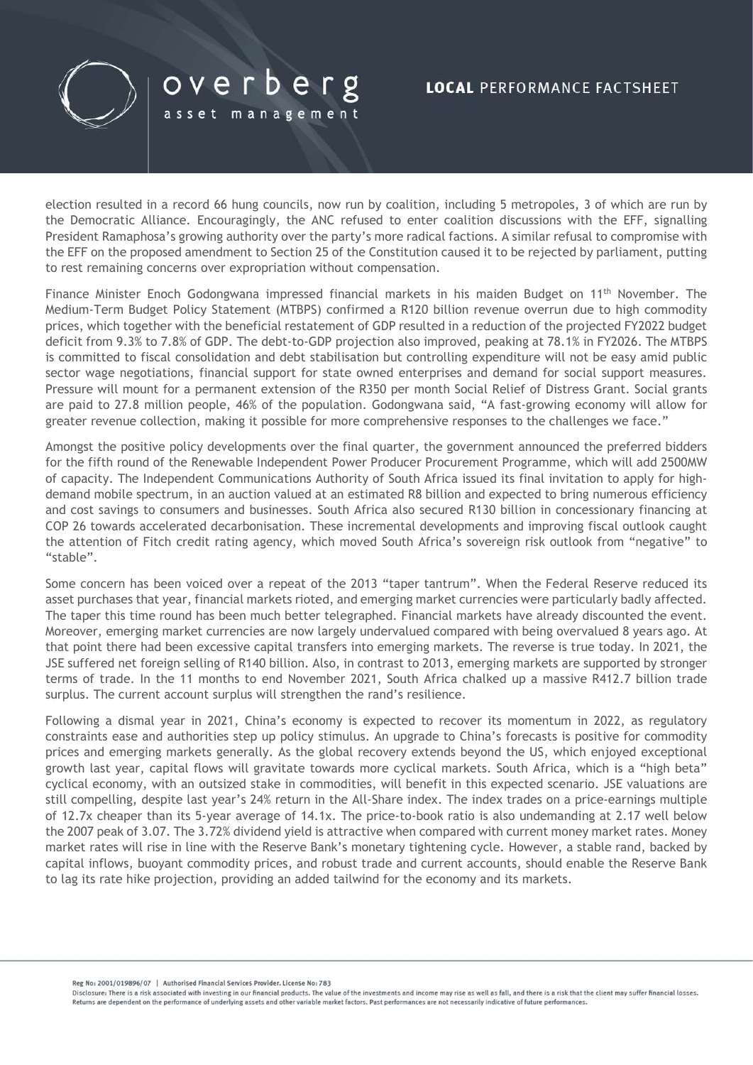election resulted in a record 66 hung councils, now run by coalition, including 5 metropoles, 3 of which are run by the Democratic Alliance. Encouragingly, the ANC refused to enter coalition discussions with the EFF, signalling President Ramaphosa's growing authority over the party's more radical factions. A similar refusal to compromise with the EFF on the proposed amendment to Section 25 of the Constitution caused it to be rejected by parliament, putting to rest remaining concerns over expropriation without compensation.

Finance Minister Enoch Godongwana impressed financial markets in his maiden Budget on 11th November. The Medium-Term Budget Policy Statement (MTBPS) confirmed a R120 billion revenue overrun due to high commodity prices, which together with the beneficial restatement of GDP resulted in a reduction of the projected FY2022 budget deficit from 9.3% to 7.8% of GDP. The debt-to-GDP projection also improved, peaking at 78.1% in FY2026. The MTBPS is committed to fiscal consolidation and debt stabilisation but controlling expenditure will not be easy amid public sector wage negotiations, financial support for state owned enterprises and demand for social support measures. Pressure will mount for a permanent extension of the R350 per month Social Relief of Distress Grant. Social grants are paid to 27.8 million people, 46% of the population. Godongwana said, "A fast-growing economy will allow for greater revenue collection, making it possible for more comprehensive responses to the challenges we face."

Amongst the positive policy developments over the final quarter, the government announced the preferred bidders for the fifth round of the Renewable Independent Power Producer Procurement Programme, which will add 2500MW of capacity. The Independent Communications Authority of South Africa issued its final invitation to apply for high-demand mobile spectrum, in an auction valued at an estimated R8 billion and expected to bring numerous efficiency and cost savings to consumers and businesses. South Africa also secured R130 billion in concessionary financing at COP 26 towards accelerated decarbonisation. These incremental developments and improving fiscal outlook caught the attention of Fitch credit rating agency, which moved South Africa's sovereign risk outlook from "negative" to "stable".

Some concern has been voiced over a repeat of the 2013 "taper tantrum". When the Federal Reserve reduced its asset purchases that year, financial markets rioted, and emerging market currencies were particularly badly affected. The taper this time round has been much better telegraphed. Financial markets have already discounted the event. Moreover, emerging market currencies are now largely undervalued compared with being overvalued 8 years ago. At that point there had been excessive capital transfers into emerging markets. The reverse is true today. In 2021, the JSE suffered net foreign selling of R140 billion. Also, in contrast to 2013, emerging markets are supported by stronger terms of trade. In the 11 months to end November 2021, South Africa chalked up a massive R412.7 billion trade surplus. The current account surplus will strengthen the rand's resilience.

Following a dismal year in 2021, China's economy is expected to recover its momentum in 2022, as regulatory constraints ease and authorities step up policy stimulus. An upgrade to China's forecasts is positive for commodity prices and emerging markets generally. As the global recovery extends beyond the US, which enjoyed exceptional growth last year, capital flows will gravitate towards more cyclical markets. South Africa, which is a "high beta" cyclical economy, with an outsized stake in commodities, will benefit in this expected scenario. JSE valuations are still compelling, despite last year's 24% return in the All-Share index. The index trades on a price-earnings multiple of 12.7x cheaper than its 5-year average of 14.1x. The price-to-book ratio is also undemanding at 2.17 well below the 2007 peak of 3.07. The 3.72% dividend yield is attractive when compared with current money market rates. Money market rates will rise in line with the Reserve Bank's monetary tightening cycle. However, a stable rand, backed by capital inflows, buoyant commodity prices, and robust trade and current accounts, should enable the Reserve Bank to lag its rate hike projection, providing an added tailwind for the economy and its markets.

Reg No: 2001/019896/07 | Authorised Financial Services Provider. License No: 783

Disclosure: There is a risk associated with investing in our financial products. The value of the investments and income may rise as well as fall, and there is a risk that the client may suffer financial losses. Returns are dependent on the performance of underlying assets and other variable market factors. Past performances are not necessarily indicative of future performances.